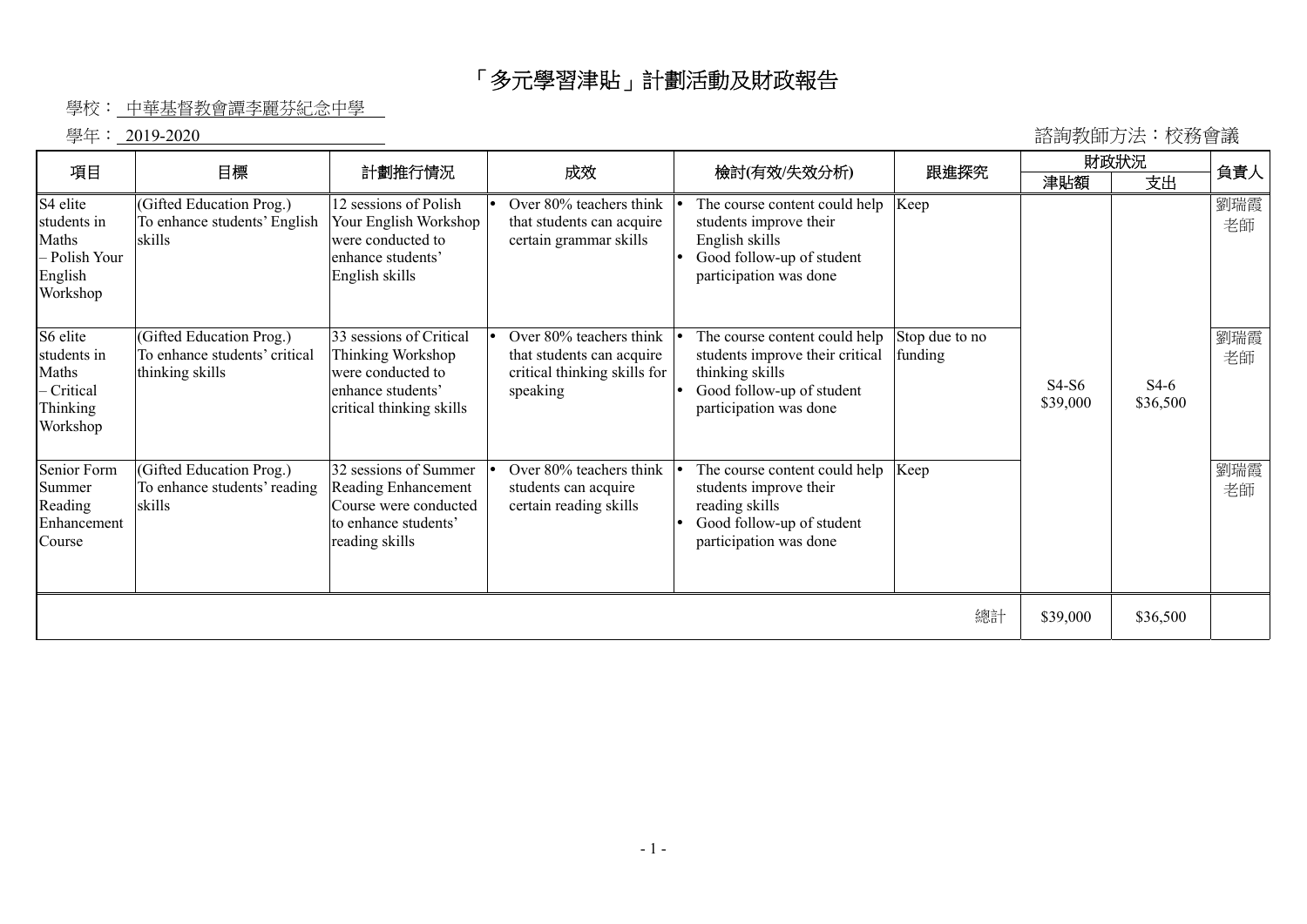# 「多元學習津貼」計劃活動及財政報告

學校：中華基督教會譚李麗芬紀念中學

學年：2019-2020

諮詢教師方法：校務會議

| 項目 | 目標 | 計劃推行情況 | 成效 | 檢討(有效/失效分析) | 跟進探究 | 財政狀況 | | 負責人 |
|---|---|---|---|---|---|---|---|---|
| | | | | | | 津貼額 | 支出 | |
| S4 elite students in Maths – Polish Your English Workshop | (Gifted Education Prog.) To enhance students' English skills | 12 sessions of Polish Your English Workshop were conducted to enhance students' English skills | • Over 80% teachers think that students can acquire certain grammar skills | • The course content could help students improve their English skills<br>• Good follow-up of student participation was done | Keep | S4-S6 $39,000 | S4-6 $36,500 | 劉瑞霞老師 |
| S6 elite students in Maths – Critical Thinking Workshop | (Gifted Education Prog.) To enhance students' critical thinking skills | 33 sessions of Critical Thinking Workshop were conducted to enhance students' critical thinking skills | • Over 80% teachers think that students can acquire critical thinking skills for speaking | • The course content could help students improve their critical thinking skills<br>• Good follow-up of student participation was done | Stop due to no funding | | | 劉瑞霞老師 |
| Senior Form Summer Reading Enhancement Course | (Gifted Education Prog.) To enhance students' reading skills | 32 sessions of Summer Reading Enhancement Course were conducted to enhance students' reading skills | • Over 80% teachers think students can acquire certain reading skills | • The course content could help students improve their reading skills<br>• Good follow-up of student participation was done | Keep | | | 劉瑞霞老師 |
| | | | | | 總計 | $39,000 | $36,500 | |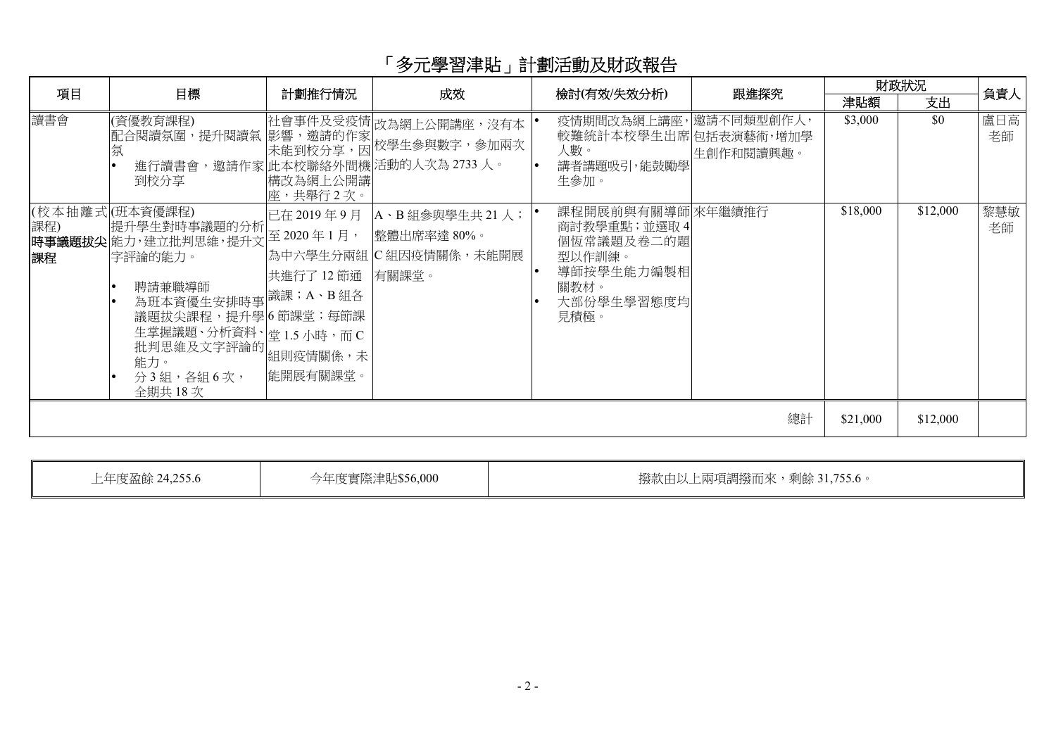# 「多元學習津貼」計劃活動及財政報告

| 項目 | 目標 | 計劃推行情況 | 成效 | 檢討(有效/失效分析) | 跟進探究 | 財政狀況 | | 負責人 |
|---|---|---|---|---|---|---|---|---|
| | | | | | | 津貼額 | 支出 | |
| 讀書會 | (資優教育課程)<br>配合閱讀氛圍，提升閱讀氣氛<br>• 進行讀書會，邀請作家到校分享 | 社會事件及受疫情影響，邀請的作家未能到校分享，因此本校聯絡外間機構改為網上公開講座，共舉行 2 次。 | 改為網上公開講座，沒有本校學生參與數字，參加兩次活動的人次為 2733 人。 | • 疫情期間改為網上講座，較難統計本校學生出席人數。<br>• 講者講題吸引，能鼓勵學生參加。 | 邀請不同類型創作人，包括表演藝術，增加學生創作和閱讀興趣。 | $3,000 | $0 | 盧日高老師 |
| (校本抽離式課程)<br>**時事議題拔尖課程** | (班本資優課程)<br>提升學生對時事議題的分析能力，建立批判思維，提升文字評論的能力。<br>• 聘請兼職導師<br>• 為班本資優生安排時事議題拔尖課程，提升學生掌握議題、分析資料、批判思維及文字評論的能力。<br>• 分 3 組，各組 6 次，全期共 18 次 | 已在 2019 年 9 月至 2020 年 1 月，為中六學生分兩組共進行了 12 節通識課；A、B 組各 6 節課堂；每節課堂 1.5 小時，而 C 組則疫情關係，未能開展有關課堂。 | A、B 組參與學生共 21 人；整體出席率達 80%。C 組因疫情關係，未能開展有關課堂。 | • 課程開展前與有關導師商討教學重點；並選取 4 個恆常議題及卷二的題型以作訓練。<br>• 導師按學生能力編製相關教材。<br>• 大部份學生學習態度均見積極。 | 來年繼續推行 | $18,000 | $12,000 | 黎慧敏老師 |
| | | | | | 總計 | $21,000 | $12,000 | |

| 上年度盈餘 24,255.6 | 今年度實際津貼$56,000 | 撥款由以上兩項調撥而來，剩餘 31,755.6。 |
|---|---|---|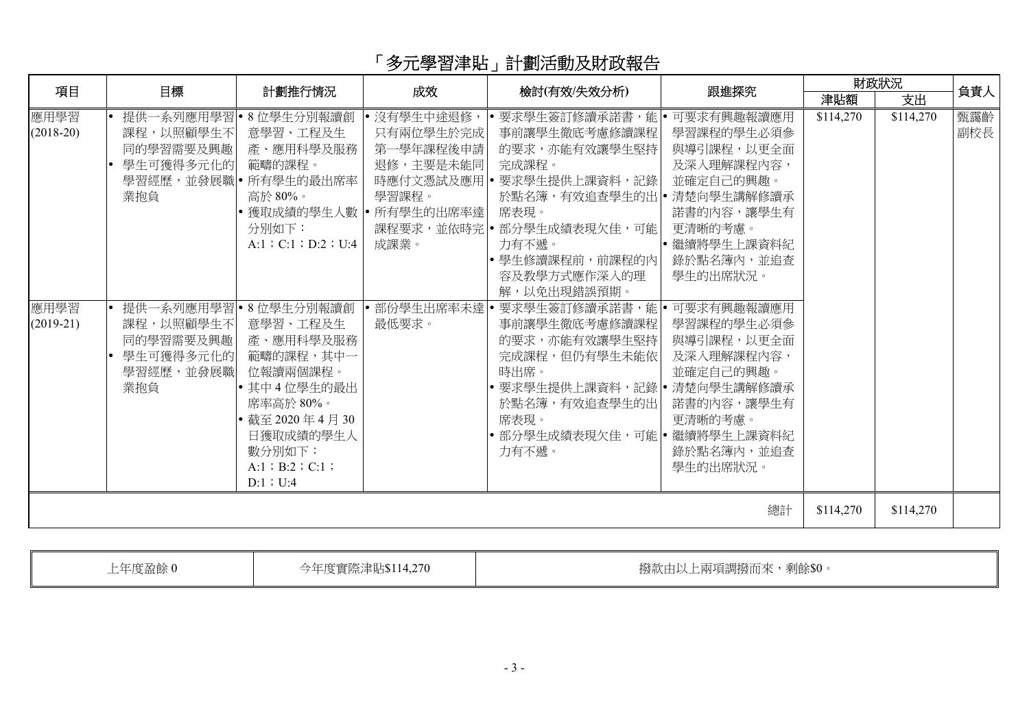# 「多元學習津貼」計劃活動及財政報告

| 項目 | 目標 | 計劃推行情況 | 成效 | 檢討(有效/失效分析) | 跟進探究 | 財政狀況 | | 負責人 |
|---|---|---|---|---|---|---|---|---|
| | | | | | | 津貼額 | 支出 | |
| 應用學習 (2018-20) | • 提供一系列應用學習課程，以照顧學生不同的學習需要及興趣<br>• 學生可獲得多元化的學習經歷，並發展職業抱負 | • 8 位學生分別報讀創意學習、工程及生產、應用科學及服務範疇的課程。<br>• 所有學生的最出席率高於 80%。<br>• 獲取成績的學生人數分別如下：<br>A:1；C:1；D:2；U:4 | • 沒有學生中途退修，只有兩位學生於完成第一學年課程後申請退修，主要是未能同時應付文憑試及應用學習課程。<br>• 所有學生的出席率達課程要求，並依時完成課業。 | • 要求學生簽訂修讀承諾書，能事前讓學生徹底考慮修讀課程的要求，亦能有效讓學生堅持完成課程。<br>• 要求學生提供上課資料，記錄於點名簿，有效追查學生的出席表現。<br>• 部分學生成績表現欠佳，可能力有不逮。<br>• 學生修讀課程前，前課程的內容及教學方式應作深入的理解，以免出現錯誤預期。 | • 可要求有興趣報讀應用學習課程的學生必須參與導引課程，以更全面及深入理解課程內容，並確定自己的興趣。<br>• 清楚向學生講解修讀承諾書的內容，讓學生有更清晰的考慮。<br>• 繼續將學生上課資料紀錄於點名簿內，並追查學生的出席狀況。 | $114,270 | $114,270 | 甄靄齡副校長 |
| 應用學習 (2019-21) | • 提供一系列應用學習課程，以照顧學生不同的學習需要及興趣<br>• 學生可獲得多元化的學習經歷，並發展職業抱負 | • 8 位學生分別報讀創意學習、工程及生產、應用科學及服務範疇的課程，其中一位報讀兩個課程。<br>• 其中 4 位學生的最出席率高於 80%。<br>• 截至 2020 年 4 月 30 日獲取成績的學生人數分別如下：<br>A:1；B:2；C:1；D:1；U:4 | • 部份學生出席率未達最低要求。 | • 要求學生簽訂修讀承諾書，能事前讓學生徹底考慮修讀課程的要求，亦能有效讓學生堅持完成課程，但仍有學生未能依時出席。<br>• 要求學生提供上課資料，記錄於點名簿，有效追查學生的出席表現。<br>• 部分學生成績表現欠佳，可能力有不逮。 | • 可要求有興趣報讀應用學習課程的學生必須參與導引課程，以更全面及深入理解課程內容，並確定自己的興趣。<br>• 清楚向學生講解修讀承諾書的內容，讓學生有更清晰的考慮。<br>• 繼續將學生上課資料紀錄於點名簿內，並追查學生的出席狀況。 | | | |
| | | | | | 總計 | $114,270 | $114,270 | |

| 上年度盈餘 0 | 今年度實際津貼$114,270 | 撥款由以上兩項調撥而來，剩餘$0。 |
|---|---|---|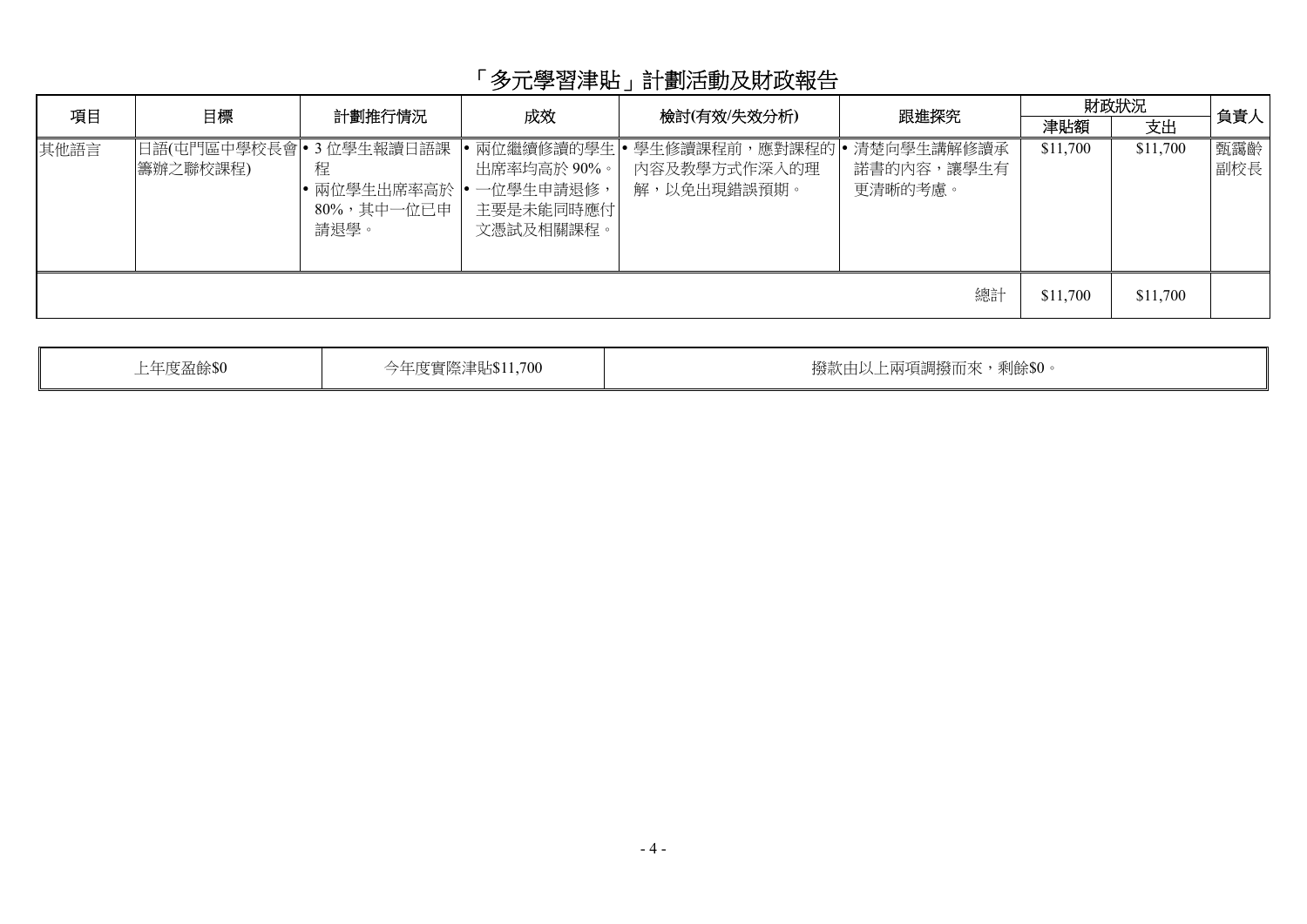# 「多元學習津貼」計劃活動及財政報告

| 項目 | 目標 | 計劃推行情況 | 成效 | 檢討(有效/失效分析) | 跟進探究 | 財政狀況 | | 負責人 |
|---|---|---|---|---|---|---|---|---|
| | | | | | | 津貼額 | 支出 | |
| 其他語言 | 日語(屯門區中學校長會籌辦之聯校課程) | • 3 位學生報讀日語課程<br>• 兩位學生出席率高於 80%，其中一位已申請退學。 | • 兩位繼續修讀的學生出席率均高於 90%。<br>• 一位學生申請退修，主要是未能同時應付文憑試及相關課程。 | • 學生修讀課程前，應對課程的內容及教學方式作深入的理解，以免出現錯誤預期。 | • 清楚向學生講解修讀承諾書的內容，讓學生有更清晰的考慮。 | $11,700 | $11,700 | 甄靄齡副校長 |
| | | | | | 總計 | $11,700 | $11,700 | |

| | | |
|---|---|---|
| 上年度盈餘$0 | 今年度實際津貼$11,700 | 撥款由以上兩項調撥而來，剩餘$0。 |